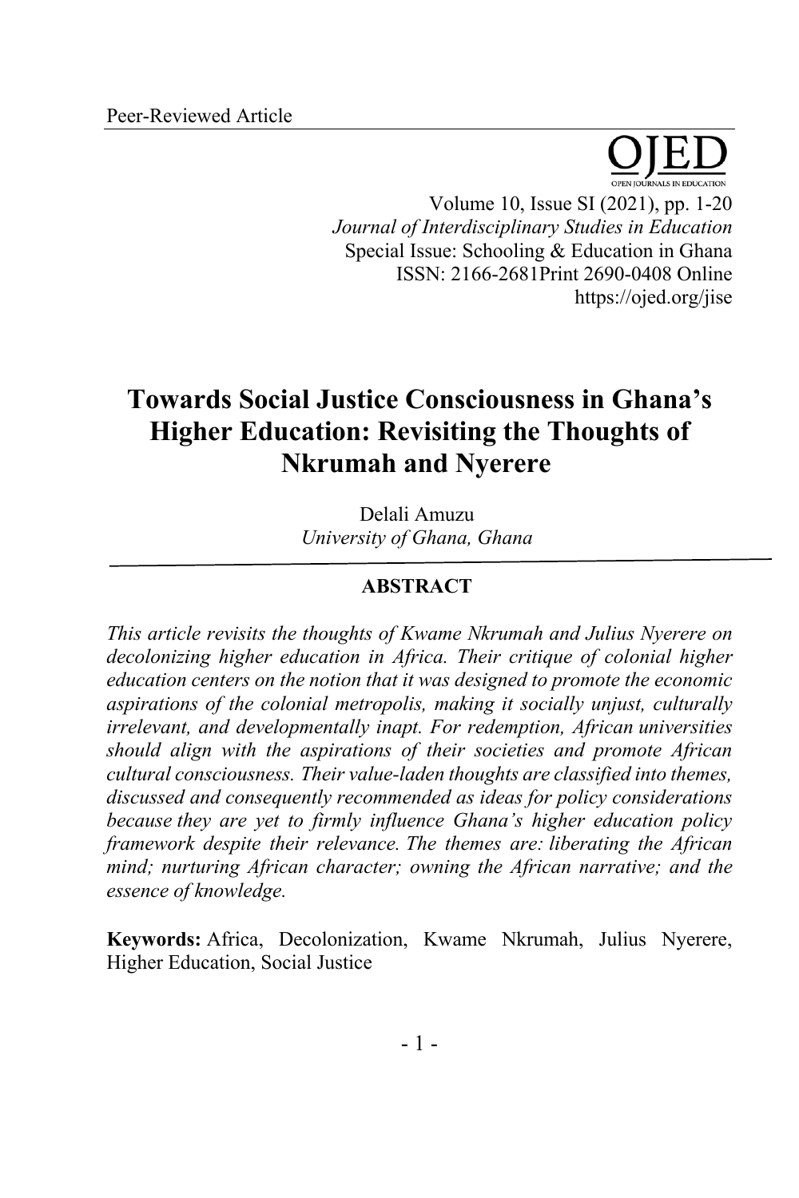Peer-Reviewed Article

# Towards Social Justice Consciousness in Ghana's Higher Education: Revisiting the Thoughts of Nkrumah and Nyerere

Delali Amuzu
*University of Ghana, Ghana*

## ABSTRACT

*This article revisits the thoughts of Kwame Nkrumah and Julius Nyerere on decolonizing higher education in Africa. Their critique of colonial higher education centers on the notion that it was designed to promote the economic aspirations of the colonial metropolis, making it socially unjust, culturally irrelevant, and developmentally inapt. For redemption, African universities should align with the aspirations of their societies and promote African cultural consciousness. Their value-laden thoughts are classified into themes, discussed and consequently recommended as ideas for policy considerations because they are yet to firmly influence Ghana's higher education policy framework despite their relevance. The themes are: liberating the African mind; nurturing African character; owning the African narrative; and the essence of knowledge.*

**Keywords:** Africa, Decolonization, Kwame Nkrumah, Julius Nyerere, Higher Education, Social Justice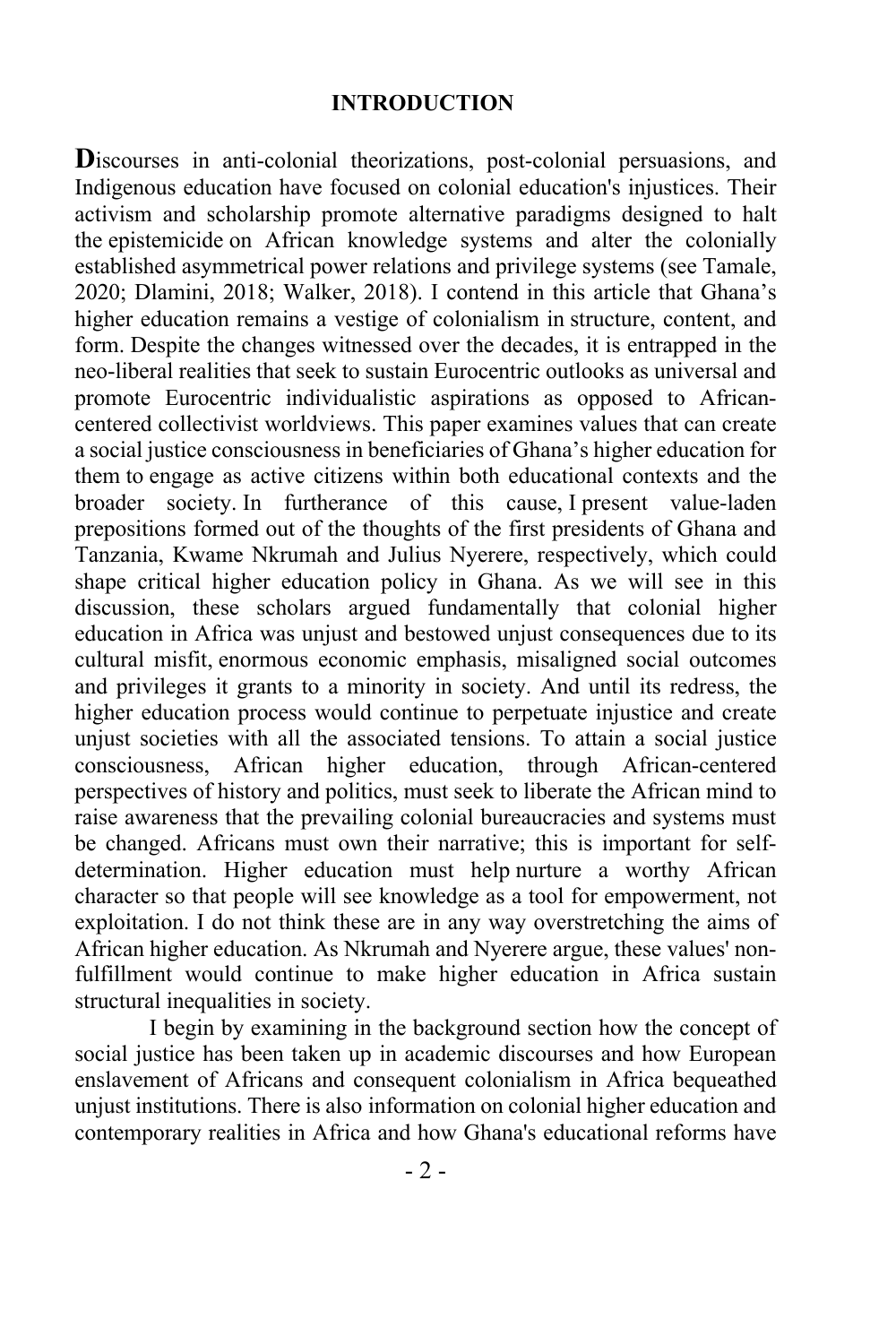## INTRODUCTION

**D**iscourses in anti-colonial theorizations, post-colonial persuasions, and Indigenous education have focused on colonial education's injustices. Their activism and scholarship promote alternative paradigms designed to halt the epistemicide on African knowledge systems and alter the colonially established asymmetrical power relations and privilege systems (see Tamale, 2020; Dlamini, 2018; Walker, 2018). I contend in this article that Ghana's higher education remains a vestige of colonialism in structure, content, and form. Despite the changes witnessed over the decades, it is entrapped in the neo-liberal realities that seek to sustain Eurocentric outlooks as universal and promote Eurocentric individualistic aspirations as opposed to African-centered collectivist worldviews. This paper examines values that can create a social justice consciousness in beneficiaries of Ghana's higher education for them to engage as active citizens within both educational contexts and the broader society. In furtherance of this cause, I present value-laden prepositions formed out of the thoughts of the first presidents of Ghana and Tanzania, Kwame Nkrumah and Julius Nyerere, respectively, which could shape critical higher education policy in Ghana. As we will see in this discussion, these scholars argued fundamentally that colonial higher education in Africa was unjust and bestowed unjust consequences due to its cultural misfit, enormous economic emphasis, misaligned social outcomes and privileges it grants to a minority in society. And until its redress, the higher education process would continue to perpetuate injustice and create unjust societies with all the associated tensions. To attain a social justice consciousness, African higher education, through African-centered perspectives of history and politics, must seek to liberate the African mind to raise awareness that the prevailing colonial bureaucracies and systems must be changed. Africans must own their narrative; this is important for self-determination. Higher education must help nurture a worthy African character so that people will see knowledge as a tool for empowerment, not exploitation. I do not think these are in any way overstretching the aims of African higher education. As Nkrumah and Nyerere argue, these values' non-fulfillment would continue to make higher education in Africa sustain structural inequalities in society.

I begin by examining in the background section how the concept of social justice has been taken up in academic discourses and how European enslavement of Africans and consequent colonialism in Africa bequeathed unjust institutions. There is also information on colonial higher education and contemporary realities in Africa and how Ghana's educational reforms have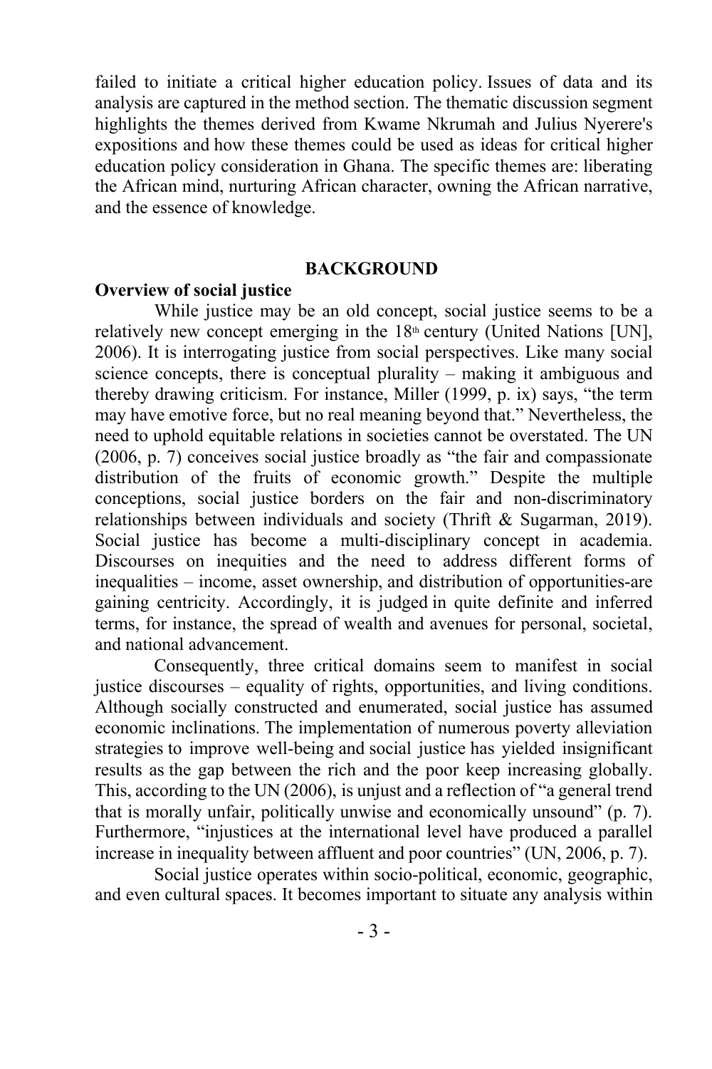failed to initiate a critical higher education policy. Issues of data and its analysis are captured in the method section. The thematic discussion segment highlights the themes derived from Kwame Nkrumah and Julius Nyerere's expositions and how these themes could be used as ideas for critical higher education policy consideration in Ghana. The specific themes are: liberating the African mind, nurturing African character, owning the African narrative, and the essence of knowledge.

## BACKGROUND

### Overview of social justice

While justice may be an old concept, social justice seems to be a relatively new concept emerging in the 18th century (United Nations [UN], 2006). It is interrogating justice from social perspectives. Like many social science concepts, there is conceptual plurality – making it ambiguous and thereby drawing criticism. For instance, Miller (1999, p. ix) says, "the term may have emotive force, but no real meaning beyond that." Nevertheless, the need to uphold equitable relations in societies cannot be overstated. The UN (2006, p. 7) conceives social justice broadly as "the fair and compassionate distribution of the fruits of economic growth." Despite the multiple conceptions, social justice borders on the fair and non-discriminatory relationships between individuals and society (Thrift & Sugarman, 2019). Social justice has become a multi-disciplinary concept in academia. Discourses on inequities and the need to address different forms of inequalities – income, asset ownership, and distribution of opportunities-are gaining centricity. Accordingly, it is judged in quite definite and inferred terms, for instance, the spread of wealth and avenues for personal, societal, and national advancement.

Consequently, three critical domains seem to manifest in social justice discourses – equality of rights, opportunities, and living conditions. Although socially constructed and enumerated, social justice has assumed economic inclinations. The implementation of numerous poverty alleviation strategies to improve well-being and social justice has yielded insignificant results as the gap between the rich and the poor keep increasing globally. This, according to the UN (2006), is unjust and a reflection of "a general trend that is morally unfair, politically unwise and economically unsound" (p. 7). Furthermore, "injustices at the international level have produced a parallel increase in inequality between affluent and poor countries" (UN, 2006, p. 7).

Social justice operates within socio-political, economic, geographic, and even cultural spaces. It becomes important to situate any analysis within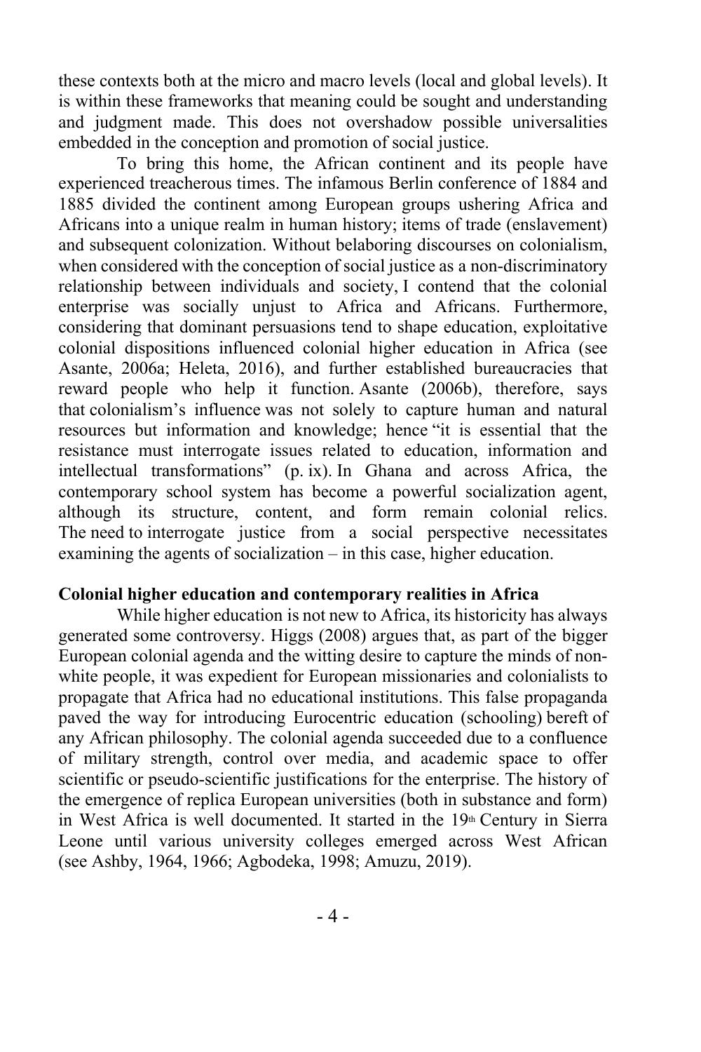these contexts both at the micro and macro levels (local and global levels). It is within these frameworks that meaning could be sought and understanding and judgment made. This does not overshadow possible universalities embedded in the conception and promotion of social justice.

To bring this home, the African continent and its people have experienced treacherous times. The infamous Berlin conference of 1884 and 1885 divided the continent among European groups ushering Africa and Africans into a unique realm in human history; items of trade (enslavement) and subsequent colonization. Without belaboring discourses on colonialism, when considered with the conception of social justice as a non-discriminatory relationship between individuals and society, I contend that the colonial enterprise was socially unjust to Africa and Africans. Furthermore, considering that dominant persuasions tend to shape education, exploitative colonial dispositions influenced colonial higher education in Africa (see Asante, 2006a; Heleta, 2016), and further established bureaucracies that reward people who help it function. Asante (2006b), therefore, says that colonialism's influence was not solely to capture human and natural resources but information and knowledge; hence "it is essential that the resistance must interrogate issues related to education, information and intellectual transformations" (p. ix). In Ghana and across Africa, the contemporary school system has become a powerful socialization agent, although its structure, content, and form remain colonial relics. The need to interrogate justice from a social perspective necessitates examining the agents of socialization – in this case, higher education.

**Colonial higher education and contemporary realities in Africa**

While higher education is not new to Africa, its historicity has always generated some controversy. Higgs (2008) argues that, as part of the bigger European colonial agenda and the witting desire to capture the minds of non-white people, it was expedient for European missionaries and colonialists to propagate that Africa had no educational institutions. This false propaganda paved the way for introducing Eurocentric education (schooling) bereft of any African philosophy. The colonial agenda succeeded due to a confluence of military strength, control over media, and academic space to offer scientific or pseudo-scientific justifications for the enterprise. The history of the emergence of replica European universities (both in substance and form) in West Africa is well documented. It started in the 19th Century in Sierra Leone until various university colleges emerged across West African (see Ashby, 1964, 1966; Agbodeka, 1998; Amuzu, 2019).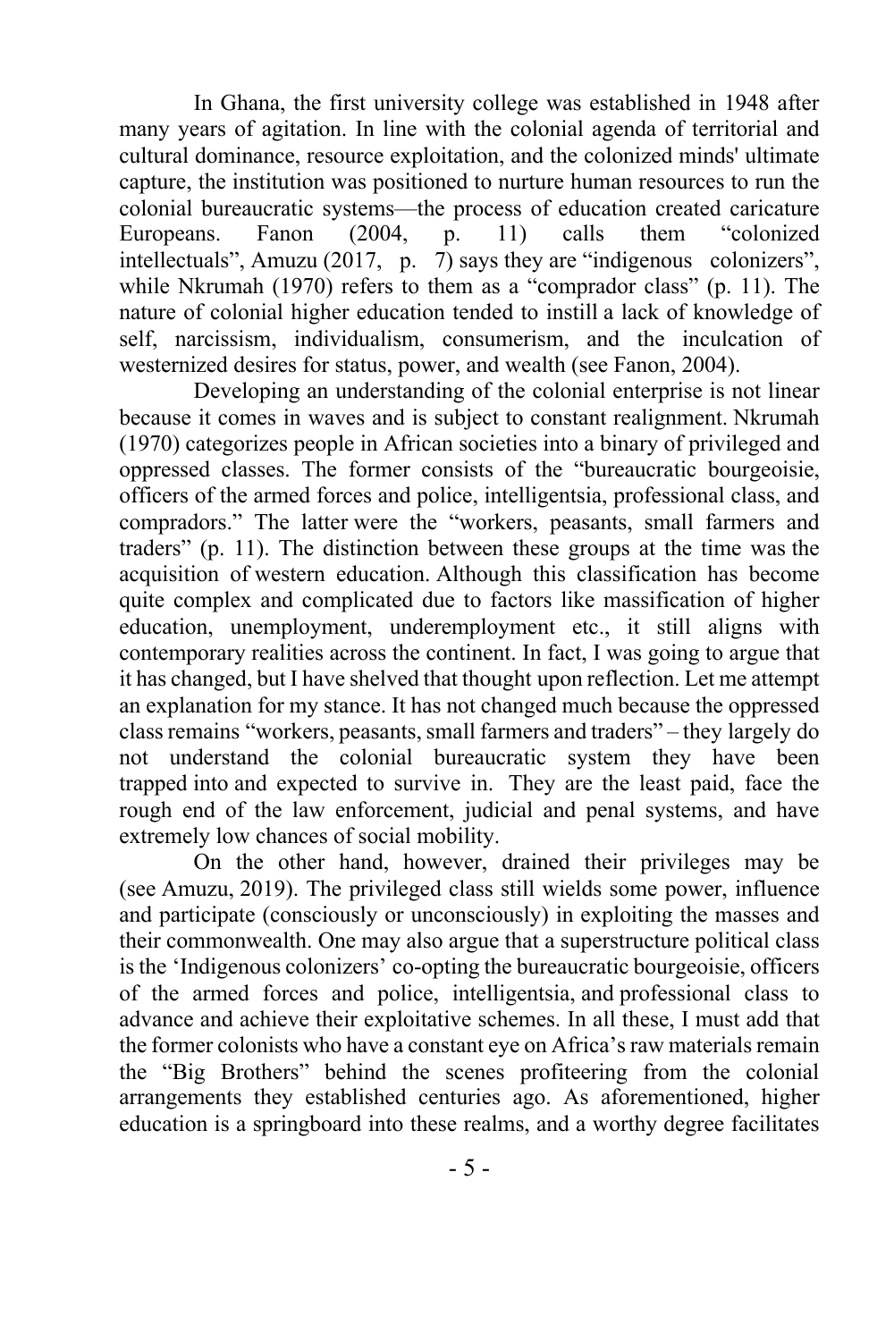In Ghana, the first university college was established in 1948 after many years of agitation. In line with the colonial agenda of territorial and cultural dominance, resource exploitation, and the colonized minds' ultimate capture, the institution was positioned to nurture human resources to run the colonial bureaucratic systems—the process of education created caricature Europeans. Fanon (2004, p. 11) calls them "colonized intellectuals", Amuzu (2017, p. 7) says they are "indigenous colonizers", while Nkrumah (1970) refers to them as a "comprador class" (p. 11). The nature of colonial higher education tended to instill a lack of knowledge of self, narcissism, individualism, consumerism, and the inculcation of westernized desires for status, power, and wealth (see Fanon, 2004).

Developing an understanding of the colonial enterprise is not linear because it comes in waves and is subject to constant realignment. Nkrumah (1970) categorizes people in African societies into a binary of privileged and oppressed classes. The former consists of the "bureaucratic bourgeoisie, officers of the armed forces and police, intelligentsia, professional class, and compradors." The latter were the "workers, peasants, small farmers and traders" (p. 11). The distinction between these groups at the time was the acquisition of western education. Although this classification has become quite complex and complicated due to factors like massification of higher education, unemployment, underemployment etc., it still aligns with contemporary realities across the continent. In fact, I was going to argue that it has changed, but I have shelved that thought upon reflection. Let me attempt an explanation for my stance. It has not changed much because the oppressed class remains "workers, peasants, small farmers and traders" – they largely do not understand the colonial bureaucratic system they have been trapped into and expected to survive in. They are the least paid, face the rough end of the law enforcement, judicial and penal systems, and have extremely low chances of social mobility.

On the other hand, however, drained their privileges may be (see Amuzu, 2019). The privileged class still wields some power, influence and participate (consciously or unconsciously) in exploiting the masses and their commonwealth. One may also argue that a superstructure political class is the 'Indigenous colonizers' co-opting the bureaucratic bourgeoisie, officers of the armed forces and police, intelligentsia, and professional class to advance and achieve their exploitative schemes. In all these, I must add that the former colonists who have a constant eye on Africa's raw materials remain the "Big Brothers" behind the scenes profiteering from the colonial arrangements they established centuries ago. As aforementioned, higher education is a springboard into these realms, and a worthy degree facilitates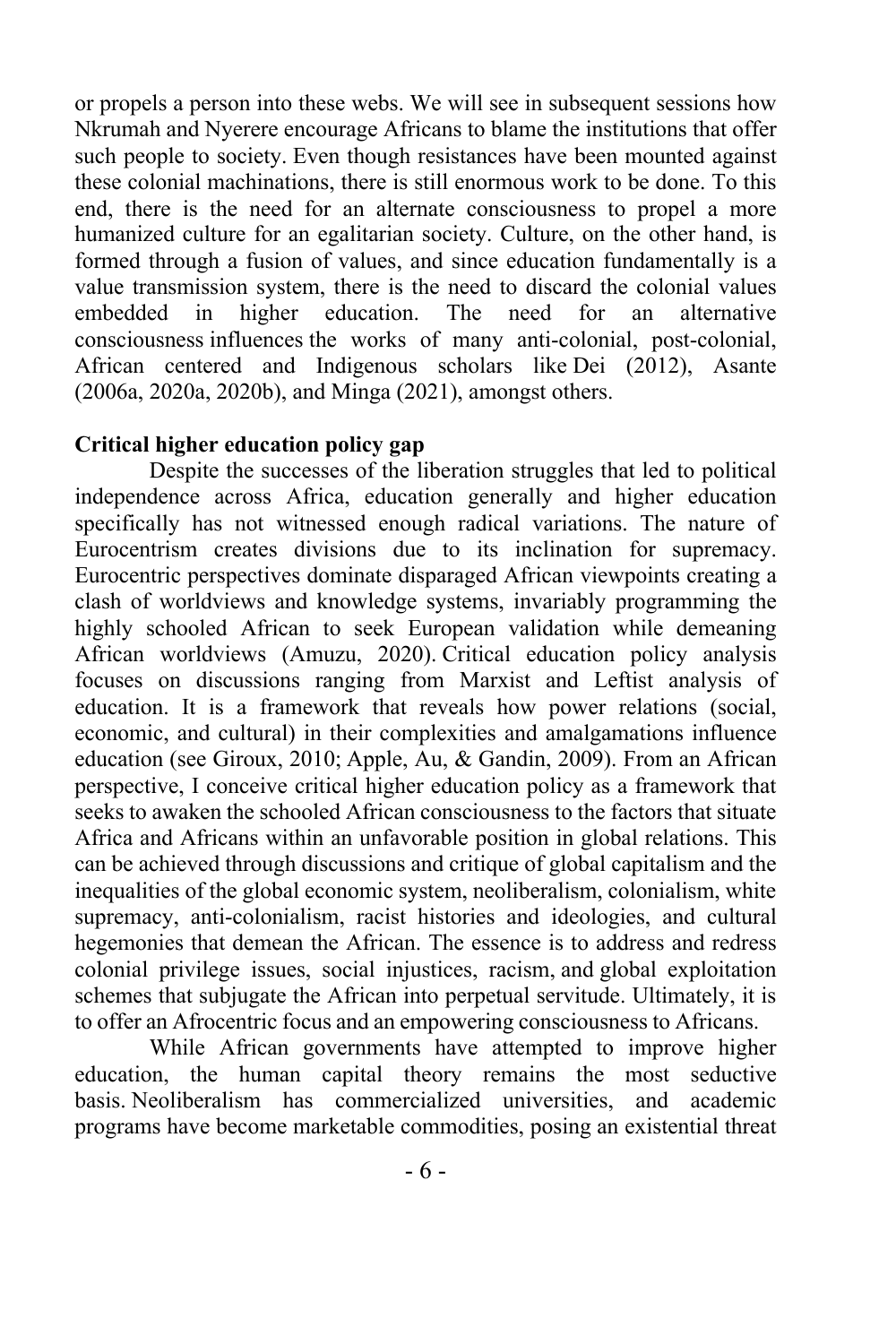or propels a person into these webs. We will see in subsequent sessions how Nkrumah and Nyerere encourage Africans to blame the institutions that offer such people to society. Even though resistances have been mounted against these colonial machinations, there is still enormous work to be done. To this end, there is the need for an alternate consciousness to propel a more humanized culture for an egalitarian society. Culture, on the other hand, is formed through a fusion of values, and since education fundamentally is a value transmission system, there is the need to discard the colonial values embedded in higher education. The need for an alternative consciousness influences the works of many anti-colonial, post-colonial, African centered and Indigenous scholars like Dei (2012), Asante (2006a, 2020a, 2020b), and Minga (2021), amongst others.

**Critical higher education policy gap**

Despite the successes of the liberation struggles that led to political independence across Africa, education generally and higher education specifically has not witnessed enough radical variations. The nature of Eurocentrism creates divisions due to its inclination for supremacy. Eurocentric perspectives dominate disparaged African viewpoints creating a clash of worldviews and knowledge systems, invariably programming the highly schooled African to seek European validation while demeaning African worldviews (Amuzu, 2020). Critical education policy analysis focuses on discussions ranging from Marxist and Leftist analysis of education. It is a framework that reveals how power relations (social, economic, and cultural) in their complexities and amalgamations influence education (see Giroux, 2010; Apple, Au, & Gandin, 2009). From an African perspective, I conceive critical higher education policy as a framework that seeks to awaken the schooled African consciousness to the factors that situate Africa and Africans within an unfavorable position in global relations. This can be achieved through discussions and critique of global capitalism and the inequalities of the global economic system, neoliberalism, colonialism, white supremacy, anti-colonialism, racist histories and ideologies, and cultural hegemonies that demean the African. The essence is to address and redress colonial privilege issues, social injustices, racism, and global exploitation schemes that subjugate the African into perpetual servitude. Ultimately, it is to offer an Afrocentric focus and an empowering consciousness to Africans.

While African governments have attempted to improve higher education, the human capital theory remains the most seductive basis. Neoliberalism has commercialized universities, and academic programs have become marketable commodities, posing an existential threat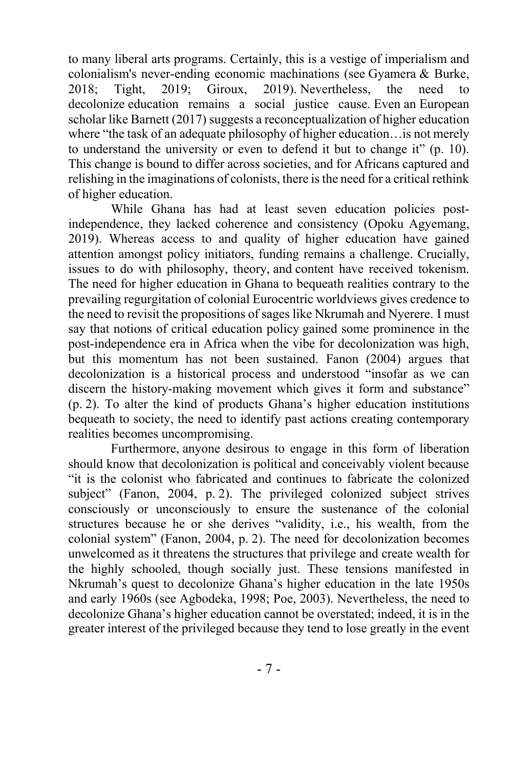to many liberal arts programs. Certainly, this is a vestige of imperialism and colonialism's never-ending economic machinations (see Gyamera & Burke, 2018; Tight, 2019; Giroux, 2019). Nevertheless, the need to decolonize education remains a social justice cause. Even an European scholar like Barnett (2017) suggests a reconceptualization of higher education where "the task of an adequate philosophy of higher education…is not merely to understand the university or even to defend it but to change it" (p. 10). This change is bound to differ across societies, and for Africans captured and relishing in the imaginations of colonists, there is the need for a critical rethink of higher education.

While Ghana has had at least seven education policies post-independence, they lacked coherence and consistency (Opoku Agyemang, 2019). Whereas access to and quality of higher education have gained attention amongst policy initiators, funding remains a challenge. Crucially, issues to do with philosophy, theory, and content have received tokenism. The need for higher education in Ghana to bequeath realities contrary to the prevailing regurgitation of colonial Eurocentric worldviews gives credence to the need to revisit the propositions of sages like Nkrumah and Nyerere. I must say that notions of critical education policy gained some prominence in the post-independence era in Africa when the vibe for decolonization was high, but this momentum has not been sustained. Fanon (2004) argues that decolonization is a historical process and understood "insofar as we can discern the history-making movement which gives it form and substance" (p. 2). To alter the kind of products Ghana's higher education institutions bequeath to society, the need to identify past actions creating contemporary realities becomes uncompromising.

Furthermore, anyone desirous to engage in this form of liberation should know that decolonization is political and conceivably violent because "it is the colonist who fabricated and continues to fabricate the colonized subject" (Fanon, 2004, p. 2). The privileged colonized subject strives consciously or unconsciously to ensure the sustenance of the colonial structures because he or she derives "validity, i.e., his wealth, from the colonial system" (Fanon, 2004, p. 2). The need for decolonization becomes unwelcomed as it threatens the structures that privilege and create wealth for the highly schooled, though socially just. These tensions manifested in Nkrumah's quest to decolonize Ghana's higher education in the late 1950s and early 1960s (see Agbodeka, 1998; Poe, 2003). Nevertheless, the need to decolonize Ghana's higher education cannot be overstated; indeed, it is in the greater interest of the privileged because they tend to lose greatly in the event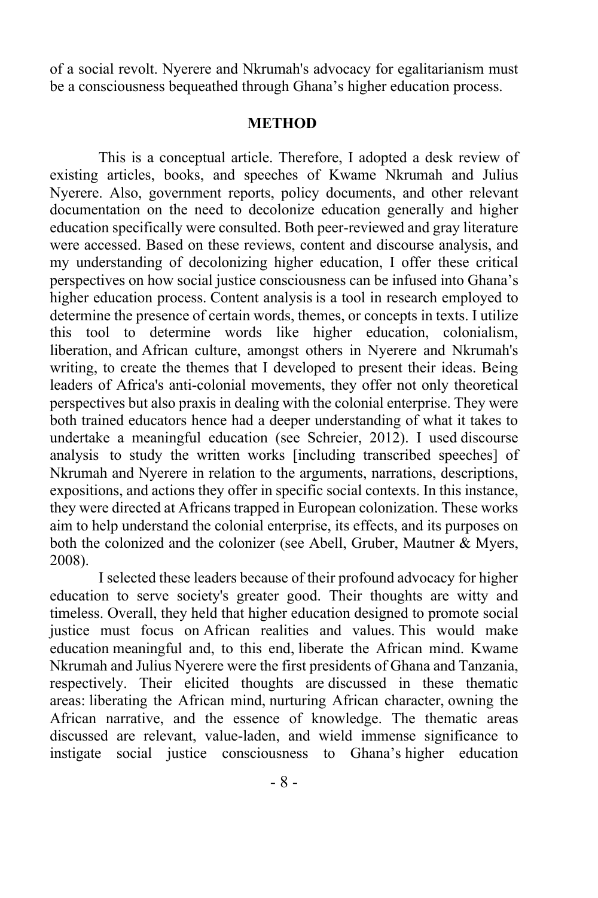of a social revolt. Nyerere and Nkrumah's advocacy for egalitarianism must be a consciousness bequeathed through Ghana's higher education process.

## METHOD

This is a conceptual article. Therefore, I adopted a desk review of existing articles, books, and speeches of Kwame Nkrumah and Julius Nyerere. Also, government reports, policy documents, and other relevant documentation on the need to decolonize education generally and higher education specifically were consulted. Both peer-reviewed and gray literature were accessed. Based on these reviews, content and discourse analysis, and my understanding of decolonizing higher education, I offer these critical perspectives on how social justice consciousness can be infused into Ghana's higher education process. Content analysis is a tool in research employed to determine the presence of certain words, themes, or concepts in texts. I utilize this tool to determine words like higher education, colonialism, liberation, and African culture, amongst others in Nyerere and Nkrumah's writing, to create the themes that I developed to present their ideas. Being leaders of Africa's anti-colonial movements, they offer not only theoretical perspectives but also praxis in dealing with the colonial enterprise. They were both trained educators hence had a deeper understanding of what it takes to undertake a meaningful education (see Schreier, 2012). I used discourse analysis to study the written works [including transcribed speeches] of Nkrumah and Nyerere in relation to the arguments, narrations, descriptions, expositions, and actions they offer in specific social contexts. In this instance, they were directed at Africans trapped in European colonization. These works aim to help understand the colonial enterprise, its effects, and its purposes on both the colonized and the colonizer (see Abell, Gruber, Mautner & Myers, 2008).

I selected these leaders because of their profound advocacy for higher education to serve society's greater good. Their thoughts are witty and timeless. Overall, they held that higher education designed to promote social justice must focus on African realities and values. This would make education meaningful and, to this end, liberate the African mind. Kwame Nkrumah and Julius Nyerere were the first presidents of Ghana and Tanzania, respectively. Their elicited thoughts are discussed in these thematic areas: liberating the African mind, nurturing African character, owning the African narrative, and the essence of knowledge. The thematic areas discussed are relevant, value-laden, and wield immense significance to instigate social justice consciousness to Ghana's higher education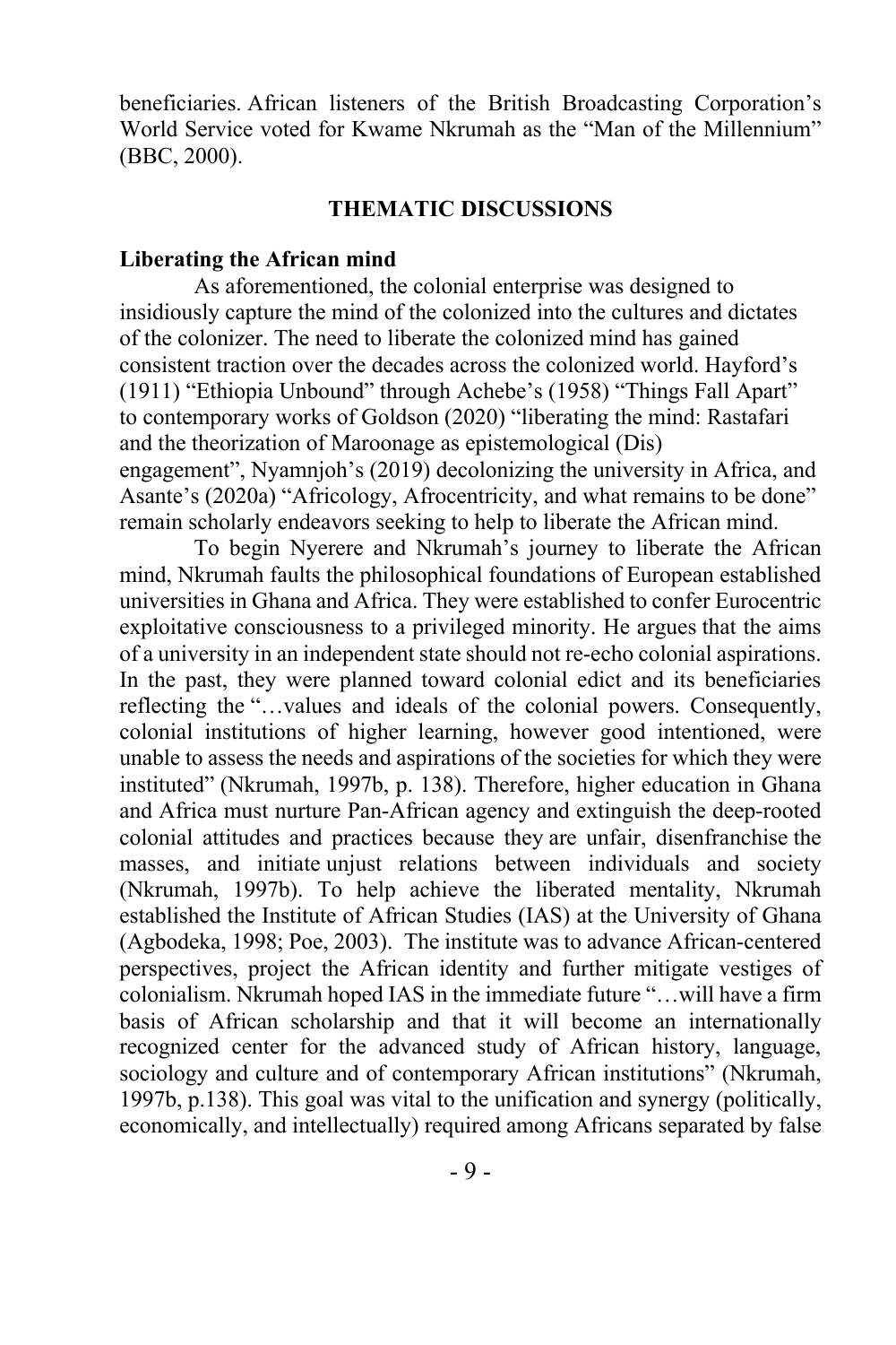beneficiaries. African listeners of the British Broadcasting Corporation's World Service voted for Kwame Nkrumah as the "Man of the Millennium" (BBC, 2000).

## THEMATIC DISCUSSIONS

### Liberating the African mind

As aforementioned, the colonial enterprise was designed to insidiously capture the mind of the colonized into the cultures and dictates of the colonizer. The need to liberate the colonized mind has gained consistent traction over the decades across the colonized world. Hayford's (1911) "Ethiopia Unbound" through Achebe's (1958) "Things Fall Apart" to contemporary works of Goldson (2020) "liberating the mind: Rastafari and the theorization of Maroonage as epistemological (Dis) engagement", Nyamnjoh's (2019) decolonizing the university in Africa, and Asante's (2020a) "Africology, Afrocentricity, and what remains to be done" remain scholarly endeavors seeking to help to liberate the African mind.

To begin Nyerere and Nkrumah's journey to liberate the African mind, Nkrumah faults the philosophical foundations of European established universities in Ghana and Africa. They were established to confer Eurocentric exploitative consciousness to a privileged minority. He argues that the aims of a university in an independent state should not re-echo colonial aspirations. In the past, they were planned toward colonial edict and its beneficiaries reflecting the "…values and ideals of the colonial powers. Consequently, colonial institutions of higher learning, however good intentioned, were unable to assess the needs and aspirations of the societies for which they were instituted" (Nkrumah, 1997b, p. 138). Therefore, higher education in Ghana and Africa must nurture Pan-African agency and extinguish the deep-rooted colonial attitudes and practices because they are unfair, disenfranchise the masses, and initiate unjust relations between individuals and society (Nkrumah, 1997b). To help achieve the liberated mentality, Nkrumah established the Institute of African Studies (IAS) at the University of Ghana (Agbodeka, 1998; Poe, 2003). The institute was to advance African-centered perspectives, project the African identity and further mitigate vestiges of colonialism. Nkrumah hoped IAS in the immediate future "…will have a firm basis of African scholarship and that it will become an internationally recognized center for the advanced study of African history, language, sociology and culture and of contemporary African institutions" (Nkrumah, 1997b, p.138). This goal was vital to the unification and synergy (politically, economically, and intellectually) required among Africans separated by false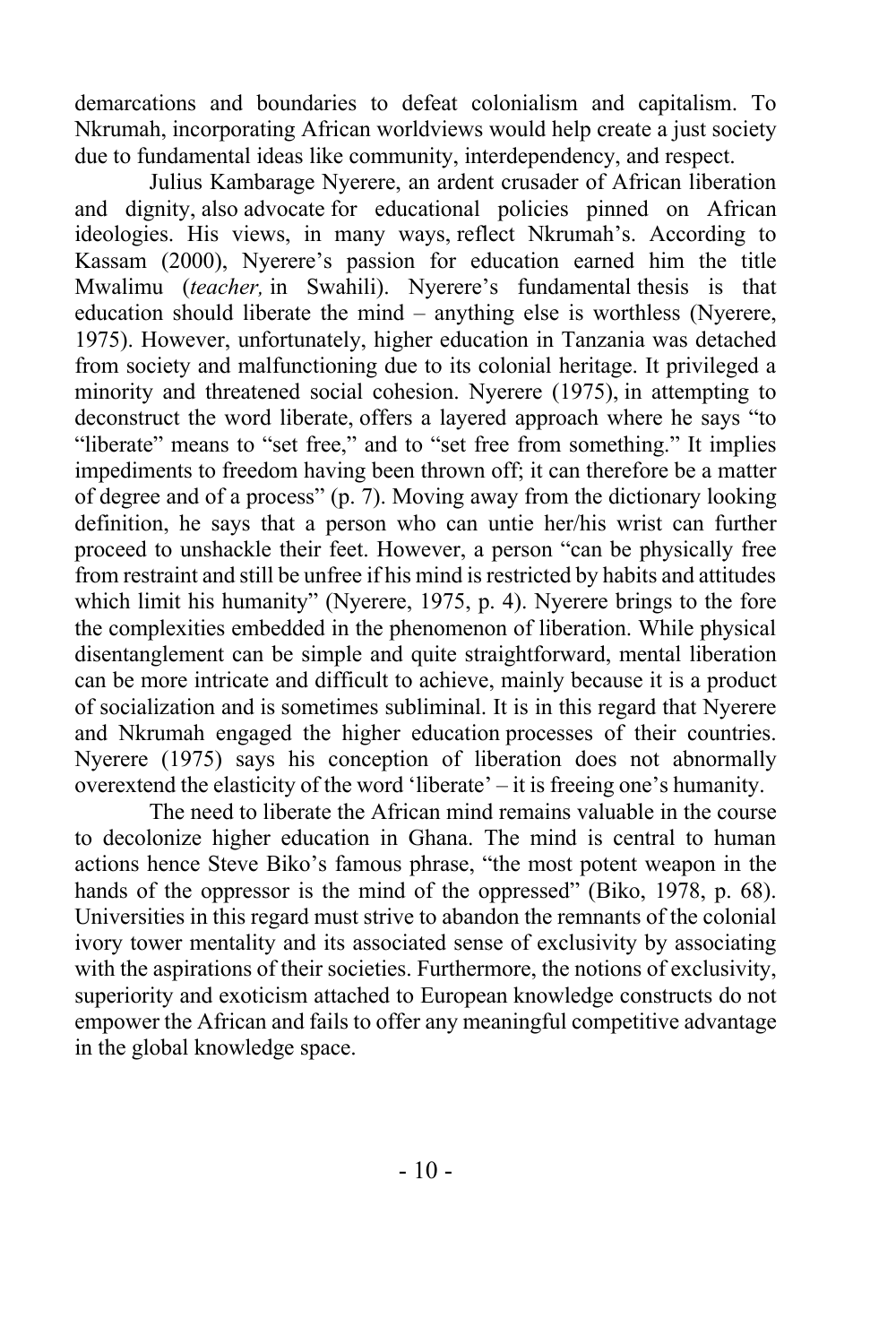demarcations and boundaries to defeat colonialism and capitalism. To Nkrumah, incorporating African worldviews would help create a just society due to fundamental ideas like community, interdependency, and respect.

Julius Kambarage Nyerere, an ardent crusader of African liberation and dignity, also advocate for educational policies pinned on African ideologies. His views, in many ways, reflect Nkrumah's. According to Kassam (2000), Nyerere's passion for education earned him the title Mwalimu (*teacher,* in Swahili). Nyerere's fundamental thesis is that education should liberate the mind – anything else is worthless (Nyerere, 1975). However, unfortunately, higher education in Tanzania was detached from society and malfunctioning due to its colonial heritage. It privileged a minority and threatened social cohesion. Nyerere (1975), in attempting to deconstruct the word liberate, offers a layered approach where he says "to "liberate" means to "set free," and to "set free from something." It implies impediments to freedom having been thrown off; it can therefore be a matter of degree and of a process" (p. 7). Moving away from the dictionary looking definition, he says that a person who can untie her/his wrist can further proceed to unshackle their feet. However, a person "can be physically free from restraint and still be unfree if his mind is restricted by habits and attitudes which limit his humanity" (Nyerere, 1975, p. 4). Nyerere brings to the fore the complexities embedded in the phenomenon of liberation. While physical disentanglement can be simple and quite straightforward, mental liberation can be more intricate and difficult to achieve, mainly because it is a product of socialization and is sometimes subliminal. It is in this regard that Nyerere and Nkrumah engaged the higher education processes of their countries. Nyerere (1975) says his conception of liberation does not abnormally overextend the elasticity of the word 'liberate' – it is freeing one's humanity.

The need to liberate the African mind remains valuable in the course to decolonize higher education in Ghana. The mind is central to human actions hence Steve Biko's famous phrase, "the most potent weapon in the hands of the oppressor is the mind of the oppressed" (Biko, 1978, p. 68). Universities in this regard must strive to abandon the remnants of the colonial ivory tower mentality and its associated sense of exclusivity by associating with the aspirations of their societies. Furthermore, the notions of exclusivity, superiority and exoticism attached to European knowledge constructs do not empower the African and fails to offer any meaningful competitive advantage in the global knowledge space.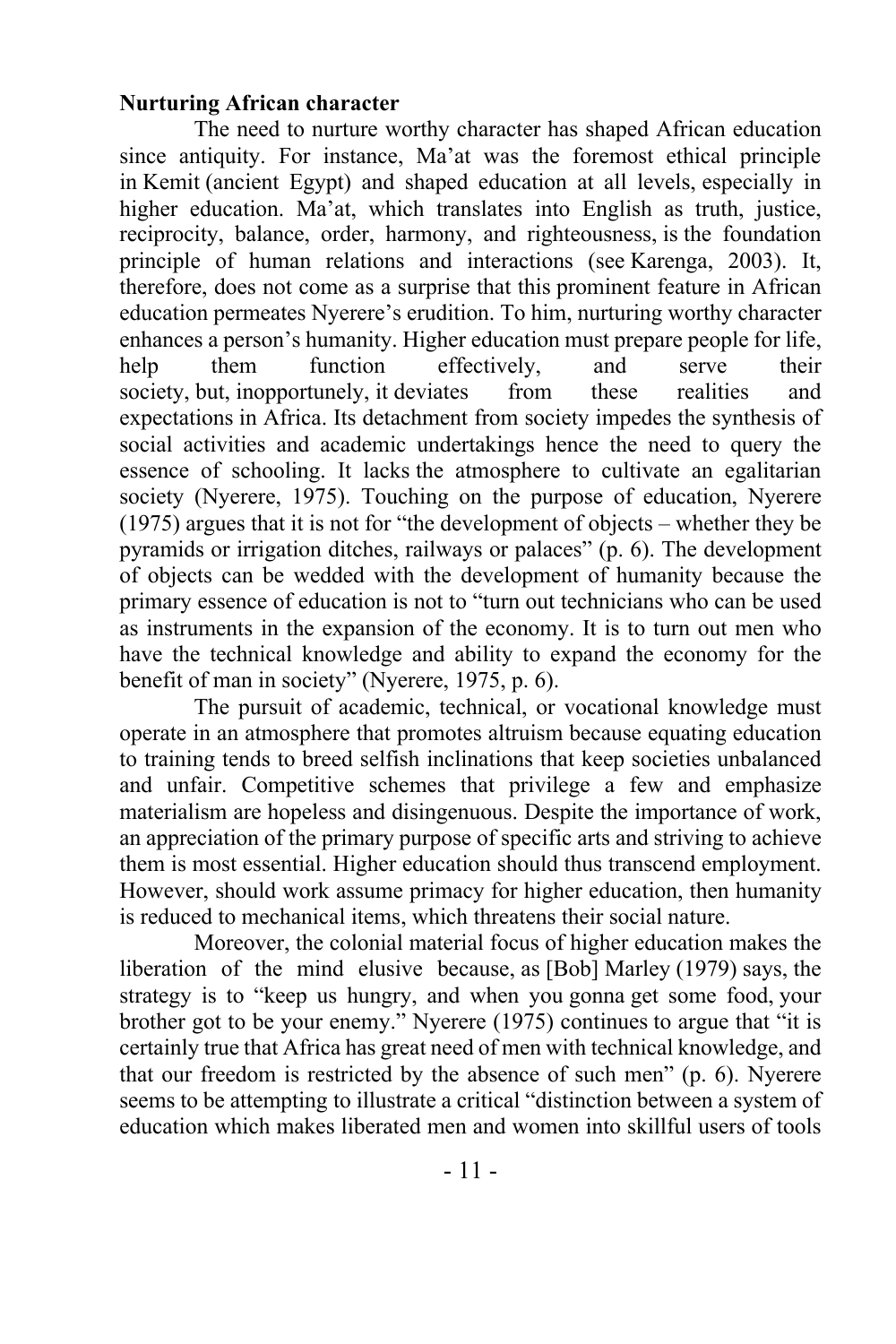**Nurturing African character**

The need to nurture worthy character has shaped African education since antiquity. For instance, Ma'at was the foremost ethical principle in Kemit (ancient Egypt) and shaped education at all levels, especially in higher education. Ma'at, which translates into English as truth, justice, reciprocity, balance, order, harmony, and righteousness, is the foundation principle of human relations and interactions (see Karenga, 2003). It, therefore, does not come as a surprise that this prominent feature in African education permeates Nyerere's erudition. To him, nurturing worthy character enhances a person's humanity. Higher education must prepare people for life, help them function effectively, and serve their society, but, inopportunely, it deviates from these realities and expectations in Africa. Its detachment from society impedes the synthesis of social activities and academic undertakings hence the need to query the essence of schooling. It lacks the atmosphere to cultivate an egalitarian society (Nyerere, 1975). Touching on the purpose of education, Nyerere (1975) argues that it is not for "the development of objects – whether they be pyramids or irrigation ditches, railways or palaces" (p. 6). The development of objects can be wedded with the development of humanity because the primary essence of education is not to "turn out technicians who can be used as instruments in the expansion of the economy. It is to turn out men who have the technical knowledge and ability to expand the economy for the benefit of man in society" (Nyerere, 1975, p. 6).

The pursuit of academic, technical, or vocational knowledge must operate in an atmosphere that promotes altruism because equating education to training tends to breed selfish inclinations that keep societies unbalanced and unfair. Competitive schemes that privilege a few and emphasize materialism are hopeless and disingenuous. Despite the importance of work, an appreciation of the primary purpose of specific arts and striving to achieve them is most essential. Higher education should thus transcend employment. However, should work assume primacy for higher education, then humanity is reduced to mechanical items, which threatens their social nature.

Moreover, the colonial material focus of higher education makes the liberation of the mind elusive because, as [Bob] Marley (1979) says, the strategy is to "keep us hungry, and when you gonna get some food, your brother got to be your enemy." Nyerere (1975) continues to argue that "it is certainly true that Africa has great need of men with technical knowledge, and that our freedom is restricted by the absence of such men" (p. 6). Nyerere seems to be attempting to illustrate a critical "distinction between a system of education which makes liberated men and women into skillful users of tools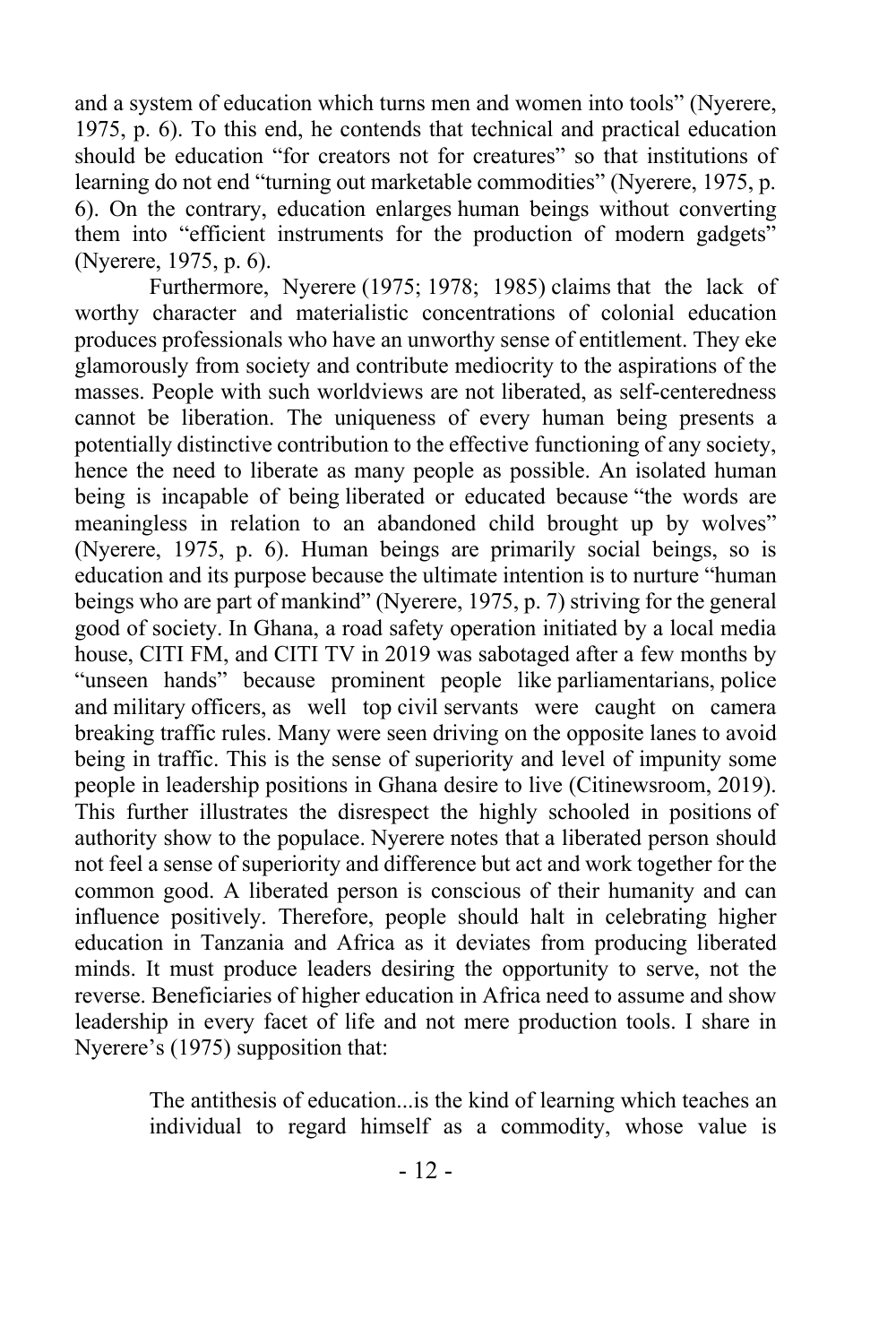and a system of education which turns men and women into tools" (Nyerere, 1975, p. 6). To this end, he contends that technical and practical education should be education "for creators not for creatures" so that institutions of learning do not end "turning out marketable commodities" (Nyerere, 1975, p. 6). On the contrary, education enlarges human beings without converting them into "efficient instruments for the production of modern gadgets" (Nyerere, 1975, p. 6).

Furthermore, Nyerere (1975; 1978; 1985) claims that the lack of worthy character and materialistic concentrations of colonial education produces professionals who have an unworthy sense of entitlement. They eke glamorously from society and contribute mediocrity to the aspirations of the masses. People with such worldviews are not liberated, as self-centeredness cannot be liberation. The uniqueness of every human being presents a potentially distinctive contribution to the effective functioning of any society, hence the need to liberate as many people as possible. An isolated human being is incapable of being liberated or educated because "the words are meaningless in relation to an abandoned child brought up by wolves" (Nyerere, 1975, p. 6). Human beings are primarily social beings, so is education and its purpose because the ultimate intention is to nurture "human beings who are part of mankind" (Nyerere, 1975, p. 7) striving for the general good of society. In Ghana, a road safety operation initiated by a local media house, CITI FM, and CITI TV in 2019 was sabotaged after a few months by "unseen hands" because prominent people like parliamentarians, police and military officers, as well top civil servants were caught on camera breaking traffic rules. Many were seen driving on the opposite lanes to avoid being in traffic. This is the sense of superiority and level of impunity some people in leadership positions in Ghana desire to live (Citinewsroom, 2019). This further illustrates the disrespect the highly schooled in positions of authority show to the populace. Nyerere notes that a liberated person should not feel a sense of superiority and difference but act and work together for the common good. A liberated person is conscious of their humanity and can influence positively. Therefore, people should halt in celebrating higher education in Tanzania and Africa as it deviates from producing liberated minds. It must produce leaders desiring the opportunity to serve, not the reverse. Beneficiaries of higher education in Africa need to assume and show leadership in every facet of life and not mere production tools. I share in Nyerere's (1975) supposition that:

> The antithesis of education...is the kind of learning which teaches an individual to regard himself as a commodity, whose value is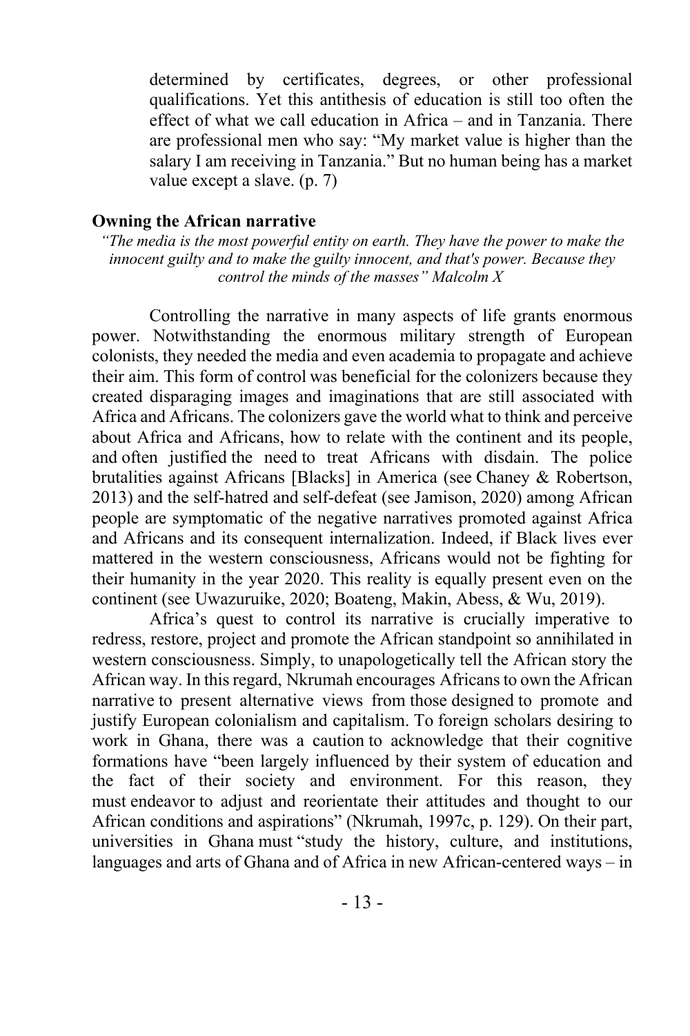> determined by certificates, degrees, or other professional qualifications. Yet this antithesis of education is still too often the effect of what we call education in Africa – and in Tanzania. There are professional men who say: "My market value is higher than the salary I am receiving in Tanzania." But no human being has a market value except a slave. (p. 7)

**Owning the African narrative**

*"The media is the most powerful entity on earth. They have the power to make the innocent guilty and to make the guilty innocent, and that's power. Because they control the minds of the masses" Malcolm X*

Controlling the narrative in many aspects of life grants enormous power. Notwithstanding the enormous military strength of European colonists, they needed the media and even academia to propagate and achieve their aim. This form of control was beneficial for the colonizers because they created disparaging images and imaginations that are still associated with Africa and Africans. The colonizers gave the world what to think and perceive about Africa and Africans, how to relate with the continent and its people, and often justified the need to treat Africans with disdain. The police brutalities against Africans [Blacks] in America (see Chaney & Robertson, 2013) and the self-hatred and self-defeat (see Jamison, 2020) among African people are symptomatic of the negative narratives promoted against Africa and Africans and its consequent internalization. Indeed, if Black lives ever mattered in the western consciousness, Africans would not be fighting for their humanity in the year 2020. This reality is equally present even on the continent (see Uwazuruike, 2020; Boateng, Makin, Abess, & Wu, 2019).

Africa's quest to control its narrative is crucially imperative to redress, restore, project and promote the African standpoint so annihilated in western consciousness. Simply, to unapologetically tell the African story the African way. In this regard, Nkrumah encourages Africans to own the African narrative to present alternative views from those designed to promote and justify European colonialism and capitalism. To foreign scholars desiring to work in Ghana, there was a caution to acknowledge that their cognitive formations have "been largely influenced by their system of education and the fact of their society and environment. For this reason, they must endeavor to adjust and reorientate their attitudes and thought to our African conditions and aspirations" (Nkrumah, 1997c, p. 129). On their part, universities in Ghana must "study the history, culture, and institutions, languages and arts of Ghana and of Africa in new African-centered ways – in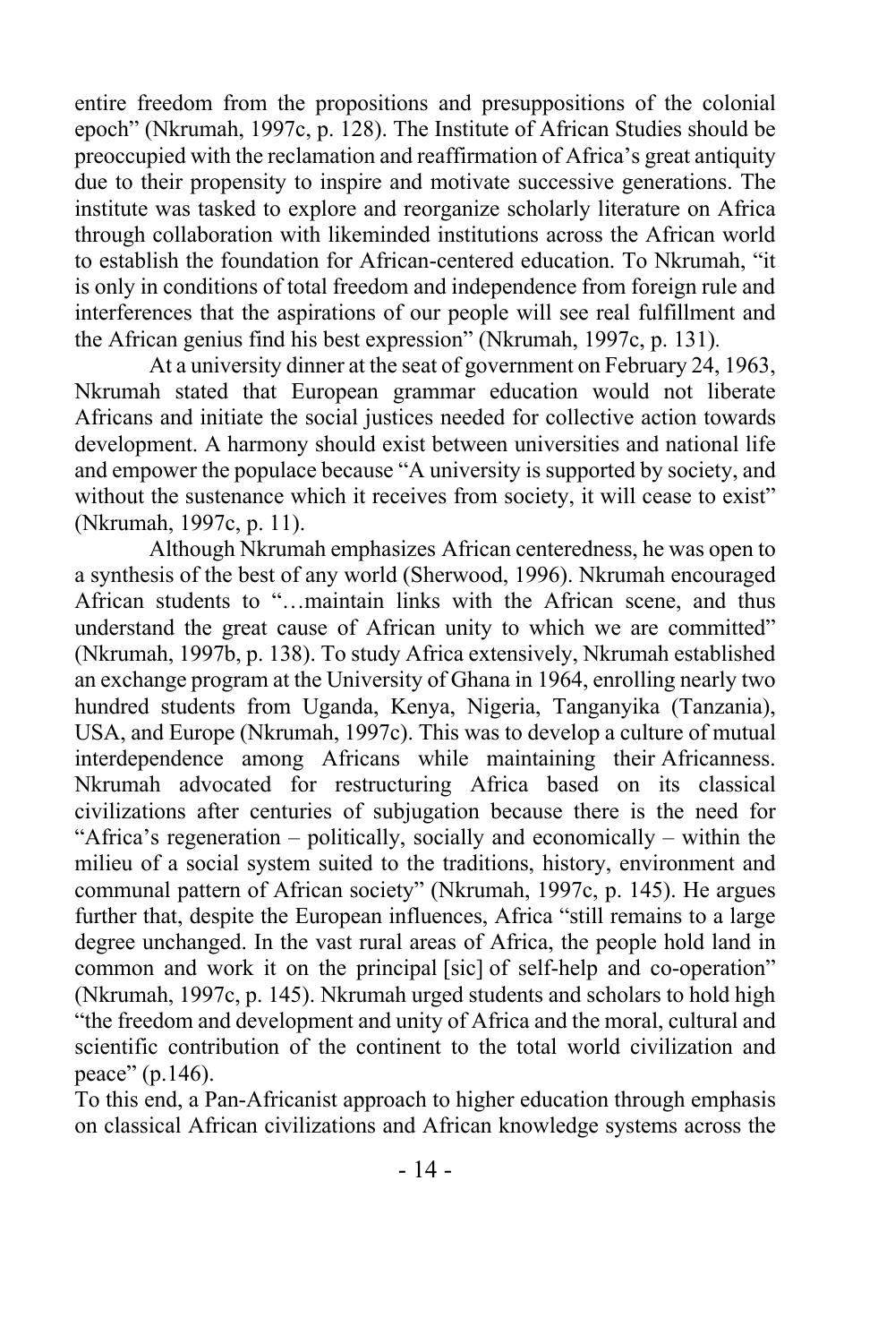entire freedom from the propositions and presuppositions of the colonial epoch" (Nkrumah, 1997c, p. 128). The Institute of African Studies should be preoccupied with the reclamation and reaffirmation of Africa's great antiquity due to their propensity to inspire and motivate successive generations. The institute was tasked to explore and reorganize scholarly literature on Africa through collaboration with likeminded institutions across the African world to establish the foundation for African-centered education. To Nkrumah, "it is only in conditions of total freedom and independence from foreign rule and interferences that the aspirations of our people will see real fulfillment and the African genius find his best expression" (Nkrumah, 1997c, p. 131).

At a university dinner at the seat of government on February 24, 1963, Nkrumah stated that European grammar education would not liberate Africans and initiate the social justices needed for collective action towards development. A harmony should exist between universities and national life and empower the populace because "A university is supported by society, and without the sustenance which it receives from society, it will cease to exist" (Nkrumah, 1997c, p. 11).

Although Nkrumah emphasizes African centeredness, he was open to a synthesis of the best of any world (Sherwood, 1996). Nkrumah encouraged African students to "…maintain links with the African scene, and thus understand the great cause of African unity to which we are committed" (Nkrumah, 1997b, p. 138). To study Africa extensively, Nkrumah established an exchange program at the University of Ghana in 1964, enrolling nearly two hundred students from Uganda, Kenya, Nigeria, Tanganyika (Tanzania), USA, and Europe (Nkrumah, 1997c). This was to develop a culture of mutual interdependence among Africans while maintaining their Africanness. Nkrumah advocated for restructuring Africa based on its classical civilizations after centuries of subjugation because there is the need for "Africa's regeneration – politically, socially and economically – within the milieu of a social system suited to the traditions, history, environment and communal pattern of African society" (Nkrumah, 1997c, p. 145). He argues further that, despite the European influences, Africa "still remains to a large degree unchanged. In the vast rural areas of Africa, the people hold land in common and work it on the principal [sic] of self-help and co-operation" (Nkrumah, 1997c, p. 145). Nkrumah urged students and scholars to hold high "the freedom and development and unity of Africa and the moral, cultural and scientific contribution of the continent to the total world civilization and peace" (p.146).

To this end, a Pan-Africanist approach to higher education through emphasis on classical African civilizations and African knowledge systems across the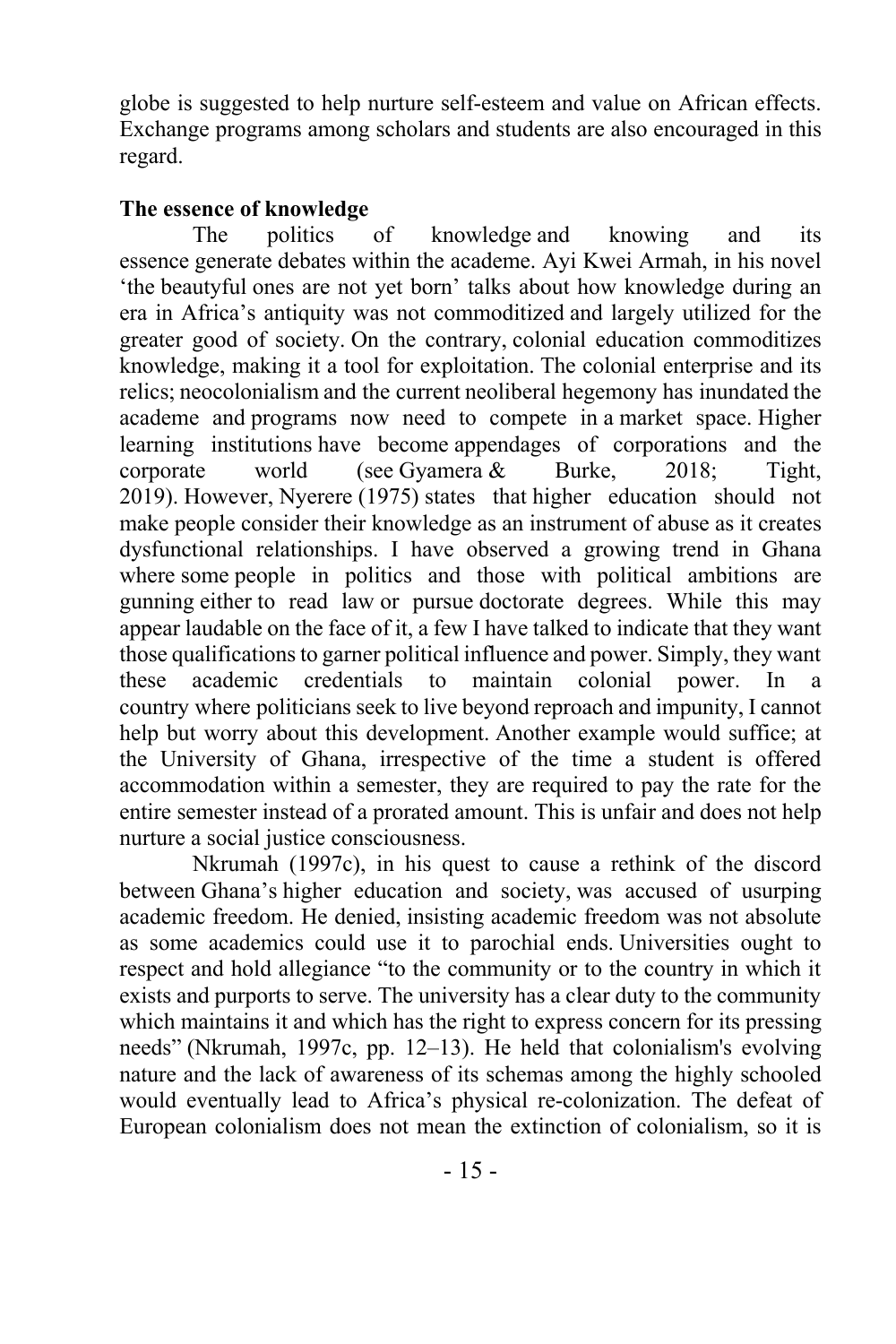globe is suggested to help nurture self-esteem and value on African effects. Exchange programs among scholars and students are also encouraged in this regard.

**The essence of knowledge**

The politics of knowledge and knowing and its essence generate debates within the academe. Ayi Kwei Armah, in his novel 'the beautyful ones are not yet born' talks about how knowledge during an era in Africa's antiquity was not commoditized and largely utilized for the greater good of society. On the contrary, colonial education commoditizes knowledge, making it a tool for exploitation. The colonial enterprise and its relics; neocolonialism and the current neoliberal hegemony has inundated the academe and programs now need to compete in a market space. Higher learning institutions have become appendages of corporations and the corporate world (see Gyamera & Burke, 2018; Tight, 2019). However, Nyerere (1975) states that higher education should not make people consider their knowledge as an instrument of abuse as it creates dysfunctional relationships. I have observed a growing trend in Ghana where some people in politics and those with political ambitions are gunning either to read law or pursue doctorate degrees. While this may appear laudable on the face of it, a few I have talked to indicate that they want those qualifications to garner political influence and power. Simply, they want these academic credentials to maintain colonial power. In a country where politicians seek to live beyond reproach and impunity, I cannot help but worry about this development. Another example would suffice; at the University of Ghana, irrespective of the time a student is offered accommodation within a semester, they are required to pay the rate for the entire semester instead of a prorated amount. This is unfair and does not help nurture a social justice consciousness.

Nkrumah (1997c), in his quest to cause a rethink of the discord between Ghana's higher education and society, was accused of usurping academic freedom. He denied, insisting academic freedom was not absolute as some academics could use it to parochial ends. Universities ought to respect and hold allegiance "to the community or to the country in which it exists and purports to serve. The university has a clear duty to the community which maintains it and which has the right to express concern for its pressing needs" (Nkrumah, 1997c, pp. 12–13). He held that colonialism's evolving nature and the lack of awareness of its schemas among the highly schooled would eventually lead to Africa's physical re-colonization. The defeat of European colonialism does not mean the extinction of colonialism, so it is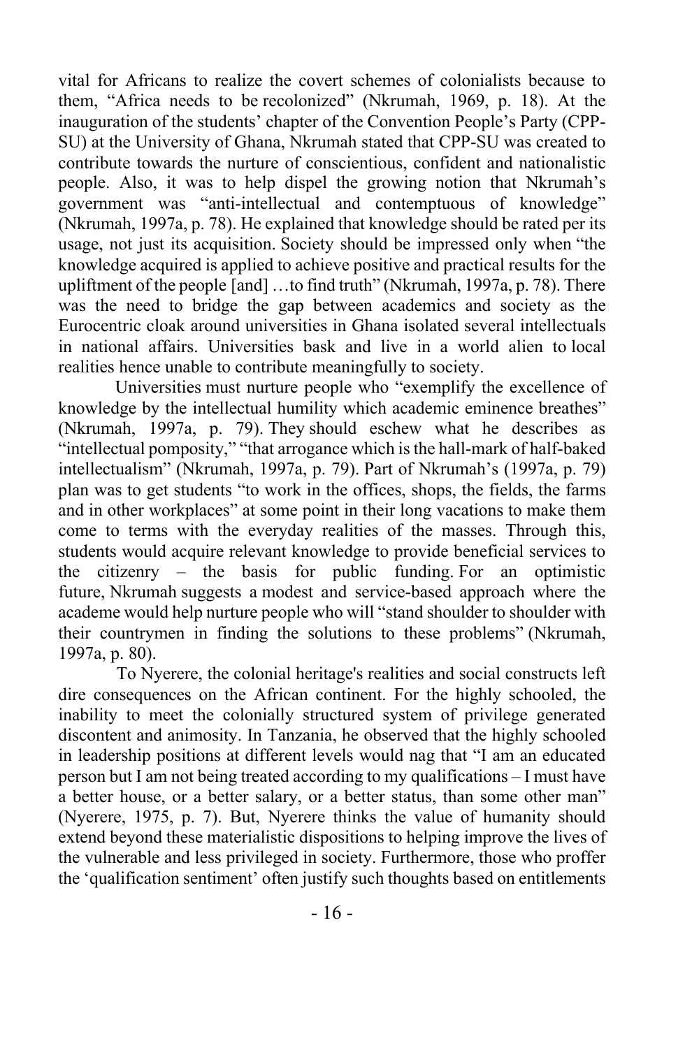vital for Africans to realize the covert schemes of colonialists because to them, "Africa needs to be recolonized" (Nkrumah, 1969, p. 18). At the inauguration of the students' chapter of the Convention People's Party (CPP-SU) at the University of Ghana, Nkrumah stated that CPP-SU was created to contribute towards the nurture of conscientious, confident and nationalistic people. Also, it was to help dispel the growing notion that Nkrumah's government was "anti-intellectual and contemptuous of knowledge" (Nkrumah, 1997a, p. 78). He explained that knowledge should be rated per its usage, not just its acquisition. Society should be impressed only when "the knowledge acquired is applied to achieve positive and practical results for the upliftment of the people [and] …to find truth" (Nkrumah, 1997a, p. 78). There was the need to bridge the gap between academics and society as the Eurocentric cloak around universities in Ghana isolated several intellectuals in national affairs. Universities bask and live in a world alien to local realities hence unable to contribute meaningfully to society.

Universities must nurture people who "exemplify the excellence of knowledge by the intellectual humility which academic eminence breathes" (Nkrumah, 1997a, p. 79). They should eschew what he describes as "intellectual pomposity," "that arrogance which is the hall-mark of half-baked intellectualism" (Nkrumah, 1997a, p. 79). Part of Nkrumah's (1997a, p. 79) plan was to get students "to work in the offices, shops, the fields, the farms and in other workplaces" at some point in their long vacations to make them come to terms with the everyday realities of the masses. Through this, students would acquire relevant knowledge to provide beneficial services to the citizenry – the basis for public funding. For an optimistic future, Nkrumah suggests a modest and service-based approach where the academe would help nurture people who will "stand shoulder to shoulder with their countrymen in finding the solutions to these problems" (Nkrumah, 1997a, p. 80).

To Nyerere, the colonial heritage's realities and social constructs left dire consequences on the African continent. For the highly schooled, the inability to meet the colonially structured system of privilege generated discontent and animosity. In Tanzania, he observed that the highly schooled in leadership positions at different levels would nag that "I am an educated person but I am not being treated according to my qualifications – I must have a better house, or a better salary, or a better status, than some other man" (Nyerere, 1975, p. 7). But, Nyerere thinks the value of humanity should extend beyond these materialistic dispositions to helping improve the lives of the vulnerable and less privileged in society. Furthermore, those who proffer the 'qualification sentiment' often justify such thoughts based on entitlements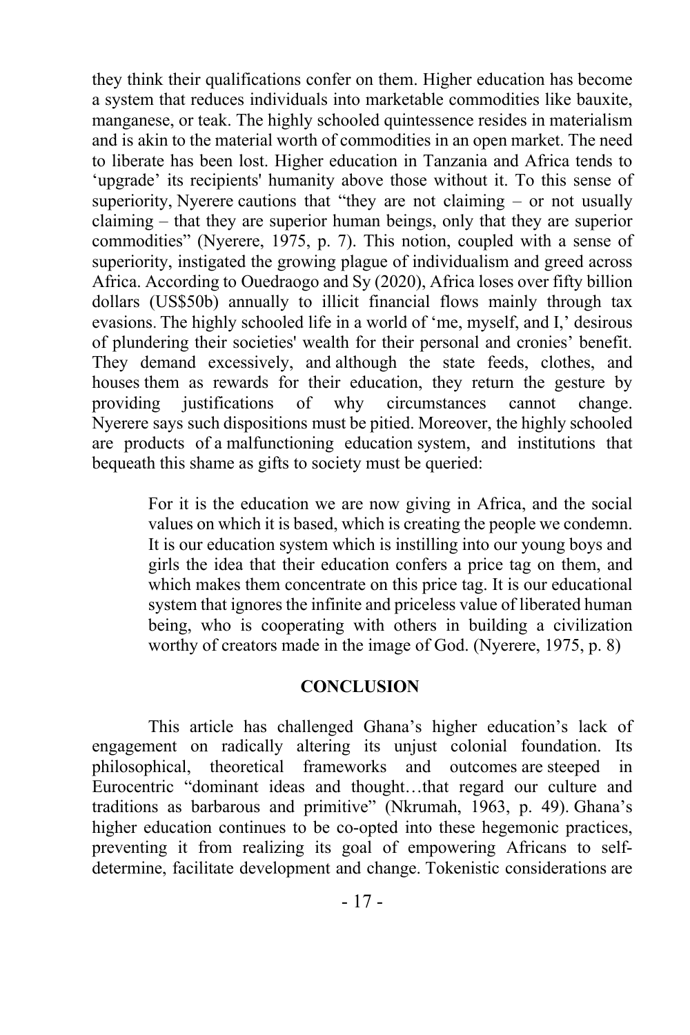they think their qualifications confer on them. Higher education has become a system that reduces individuals into marketable commodities like bauxite, manganese, or teak. The highly schooled quintessence resides in materialism and is akin to the material worth of commodities in an open market. The need to liberate has been lost. Higher education in Tanzania and Africa tends to 'upgrade' its recipients' humanity above those without it. To this sense of superiority, Nyerere cautions that "they are not claiming – or not usually claiming – that they are superior human beings, only that they are superior commodities" (Nyerere, 1975, p. 7). This notion, coupled with a sense of superiority, instigated the growing plague of individualism and greed across Africa. According to Ouedraogo and Sy (2020), Africa loses over fifty billion dollars (US$50b) annually to illicit financial flows mainly through tax evasions. The highly schooled life in a world of 'me, myself, and I,' desirous of plundering their societies' wealth for their personal and cronies' benefit. They demand excessively, and although the state feeds, clothes, and houses them as rewards for their education, they return the gesture by providing justifications of why circumstances cannot change. Nyerere says such dispositions must be pitied. Moreover, the highly schooled are products of a malfunctioning education system, and institutions that bequeath this shame as gifts to society must be queried:

> For it is the education we are now giving in Africa, and the social values on which it is based, which is creating the people we condemn. It is our education system which is instilling into our young boys and girls the idea that their education confers a price tag on them, and which makes them concentrate on this price tag. It is our educational system that ignores the infinite and priceless value of liberated human being, who is cooperating with others in building a civilization worthy of creators made in the image of God. (Nyerere, 1975, p. 8)

## CONCLUSION

This article has challenged Ghana's higher education's lack of engagement on radically altering its unjust colonial foundation. Its philosophical, theoretical frameworks and outcomes are steeped in Eurocentric "dominant ideas and thought…that regard our culture and traditions as barbarous and primitive" (Nkrumah, 1963, p. 49). Ghana's higher education continues to be co-opted into these hegemonic practices, preventing it from realizing its goal of empowering Africans to self-determine, facilitate development and change. Tokenistic considerations are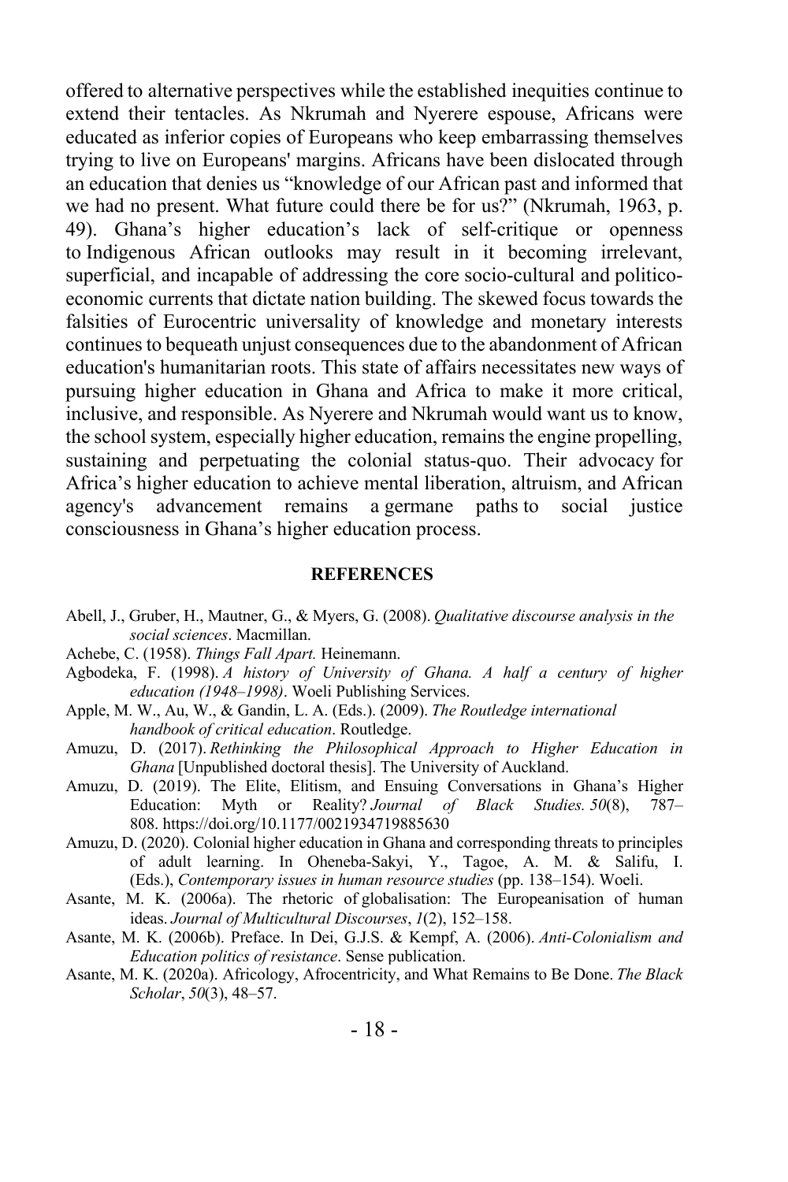offered to alternative perspectives while the established inequities continue to extend their tentacles. As Nkrumah and Nyerere espouse, Africans were educated as inferior copies of Europeans who keep embarrassing themselves trying to live on Europeans' margins. Africans have been dislocated through an education that denies us "knowledge of our African past and informed that we had no present. What future could there be for us?" (Nkrumah, 1963, p. 49). Ghana's higher education's lack of self-critique or openness to Indigenous African outlooks may result in it becoming irrelevant, superficial, and incapable of addressing the core socio-cultural and politico-economic currents that dictate nation building. The skewed focus towards the falsities of Eurocentric universality of knowledge and monetary interests continues to bequeath unjust consequences due to the abandonment of African education's humanitarian roots. This state of affairs necessitates new ways of pursuing higher education in Ghana and Africa to make it more critical, inclusive, and responsible. As Nyerere and Nkrumah would want us to know, the school system, especially higher education, remains the engine propelling, sustaining and perpetuating the colonial status-quo. Their advocacy for Africa's higher education to achieve mental liberation, altruism, and African agency's advancement remains a germane paths to social justice consciousness in Ghana's higher education process.

## REFERENCES

Abell, J., Gruber, H., Mautner, G., & Myers, G. (2008). *Qualitative discourse analysis in the social sciences*. Macmillan.

Achebe, C. (1958). *Things Fall Apart.* Heinemann.

Agbodeka, F. (1998). *A history of University of Ghana. A half a century of higher education (1948–1998)*. Woeli Publishing Services.

Apple, M. W., Au, W., & Gandin, L. A. (Eds.). (2009). *The Routledge international handbook of critical education*. Routledge.

Amuzu, D. (2017). *Rethinking the Philosophical Approach to Higher Education in Ghana* [Unpublished doctoral thesis]. The University of Auckland.

Amuzu, D. (2019). The Elite, Elitism, and Ensuing Conversations in Ghana's Higher Education: Myth or Reality? *Journal of Black Studies. 50*(8), 787–808. https://doi.org/10.1177/0021934719885630

Amuzu, D. (2020). Colonial higher education in Ghana and corresponding threats to principles of adult learning. In Oheneba-Sakyi, Y., Tagoe, A. M. & Salifu, I. (Eds.), *Contemporary issues in human resource studies* (pp. 138–154). Woeli.

Asante, M. K. (2006a). The rhetoric of globalisation: The Europeanisation of human ideas. *Journal of Multicultural Discourses*, *1*(2), 152–158.

Asante, M. K. (2006b). Preface. In Dei, G.J.S. & Kempf, A. (2006). *Anti-Colonialism and Education politics of resistance*. Sense publication.

Asante, M. K. (2020a). Africology, Afrocentricity, and What Remains to Be Done. *The Black Scholar*, *50*(3), 48–57.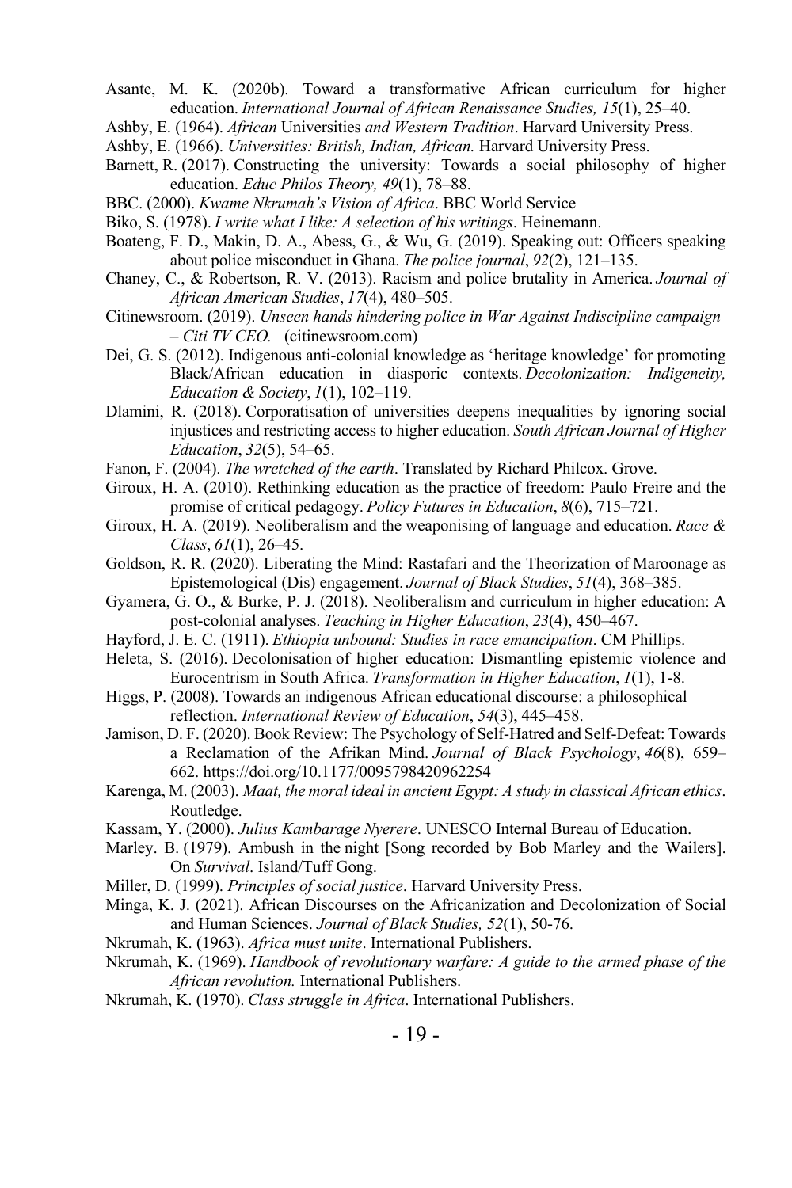Asante, M. K. (2020b). Toward a transformative African curriculum for higher education. *International Journal of African Renaissance Studies, 15*(1), 25–40.

Ashby, E. (1964). *African* Universities *and Western Tradition*. Harvard University Press.

Ashby, E. (1966). *Universities: British, Indian, African.* Harvard University Press.

Barnett, R. (2017). Constructing the university: Towards a social philosophy of higher education. *Educ Philos Theory, 49*(1), 78–88.

BBC. (2000). *Kwame Nkrumah's Vision of Africa*. BBC World Service

Biko, S. (1978). *I write what I like: A selection of his writings*. Heinemann.

Boateng, F. D., Makin, D. A., Abess, G., & Wu, G. (2019). Speaking out: Officers speaking about police misconduct in Ghana. *The police journal*, *92*(2), 121–135.

Chaney, C., & Robertson, R. V. (2013). Racism and police brutality in America. *Journal of African American Studies*, *17*(4), 480–505.

Citinewsroom. (2019). *Unseen hands hindering police in War Against Indiscipline campaign – Citi TV CEO.* (citinewsroom.com)

Dei, G. S. (2012). Indigenous anti-colonial knowledge as 'heritage knowledge' for promoting Black/African education in diasporic contexts. *Decolonization: Indigeneity, Education & Society*, *1*(1), 102–119.

Dlamini, R. (2018). Corporatisation of universities deepens inequalities by ignoring social injustices and restricting access to higher education. *South African Journal of Higher Education*, *32*(5), 54–65.

Fanon, F. (2004). *The wretched of the earth*. Translated by Richard Philcox. Grove.

Giroux, H. A. (2010). Rethinking education as the practice of freedom: Paulo Freire and the promise of critical pedagogy. *Policy Futures in Education*, *8*(6), 715–721.

Giroux, H. A. (2019). Neoliberalism and the weaponising of language and education. *Race & Class*, *61*(1), 26–45.

Goldson, R. R. (2020). Liberating the Mind: Rastafari and the Theorization of Maroonage as Epistemological (Dis) engagement. *Journal of Black Studies*, *51*(4), 368–385.

Gyamera, G. O., & Burke, P. J. (2018). Neoliberalism and curriculum in higher education: A post-colonial analyses. *Teaching in Higher Education*, *23*(4), 450–467.

Hayford, J. E. C. (1911). *Ethiopia unbound: Studies in race emancipation*. CM Phillips.

Heleta, S. (2016). Decolonisation of higher education: Dismantling epistemic violence and Eurocentrism in South Africa. *Transformation in Higher Education*, *1*(1), 1-8.

Higgs, P. (2008). Towards an indigenous African educational discourse: a philosophical reflection. *International Review of Education*, *54*(3), 445–458.

Jamison, D. F. (2020). Book Review: The Psychology of Self-Hatred and Self-Defeat: Towards a Reclamation of the Afrikan Mind. *Journal of Black Psychology*, *46*(8), 659–662. https://doi.org/10.1177/0095798420962254

Karenga, M. (2003). *Maat, the moral ideal in ancient Egypt: A study in classical African ethics*. Routledge.

Kassam, Y. (2000). *Julius Kambarage Nyerere*. UNESCO Internal Bureau of Education.

Marley. B. (1979). Ambush in the night [Song recorded by Bob Marley and the Wailers]. On *Survival*. Island/Tuff Gong.

Miller, D. (1999). *Principles of social justice*. Harvard University Press.

Minga, K. J. (2021). African Discourses on the Africanization and Decolonization of Social and Human Sciences. *Journal of Black Studies, 52*(1), 50-76.

Nkrumah, K. (1963). *Africa must unite*. International Publishers.

Nkrumah, K. (1969). *Handbook of revolutionary warfare: A guide to the armed phase of the African revolution.* International Publishers.

Nkrumah, K. (1970). *Class struggle in Africa*. International Publishers.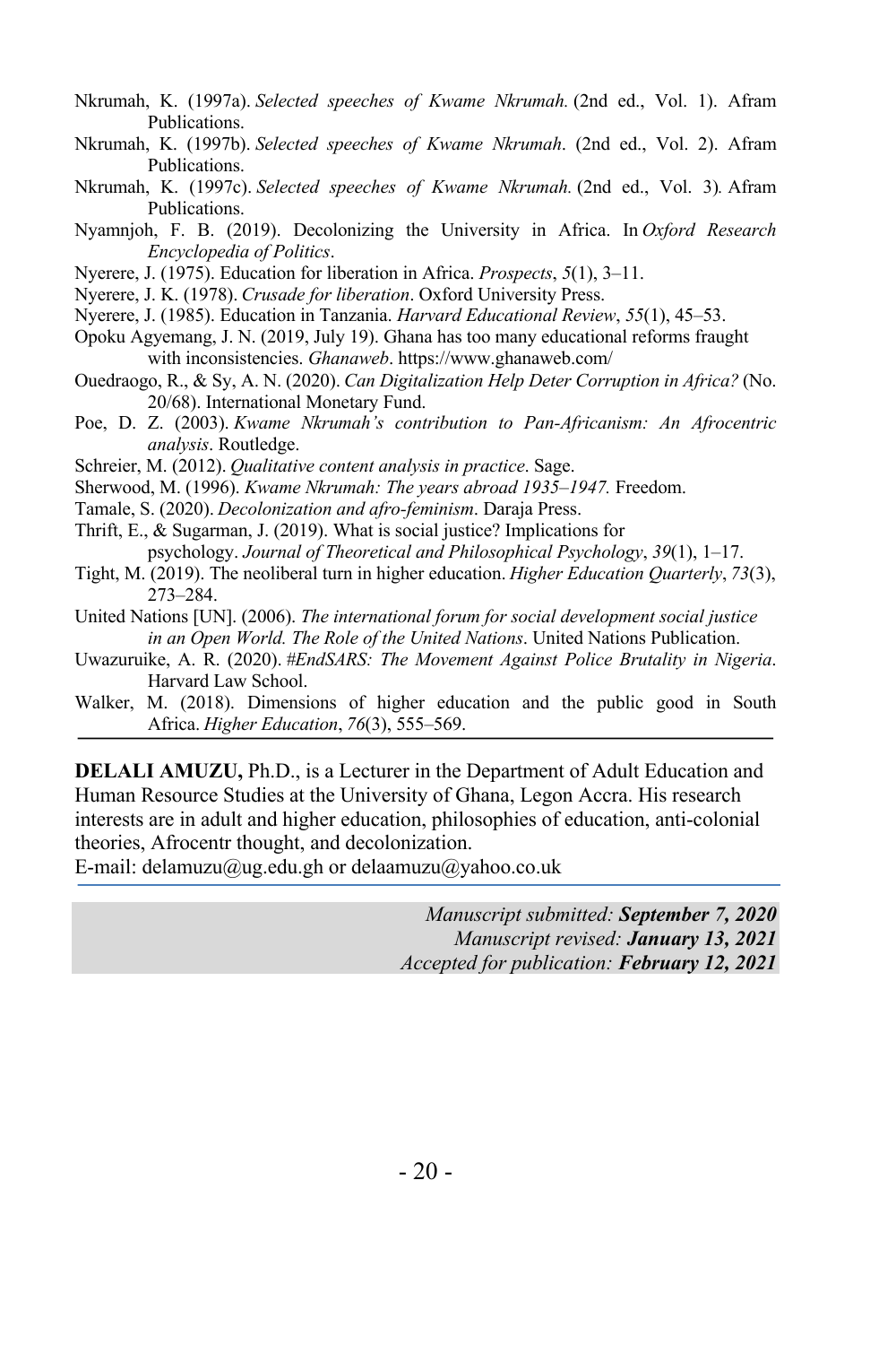Nkrumah, K. (1997a). *Selected speeches of Kwame Nkrumah.* (2nd ed., Vol. 1). Afram Publications.

Nkrumah, K. (1997b). *Selected speeches of Kwame Nkrumah*. (2nd ed., Vol. 2). Afram Publications.

Nkrumah, K. (1997c). *Selected speeches of Kwame Nkrumah.* (2nd ed., Vol. 3). Afram Publications.

Nyamnjoh, F. B. (2019). Decolonizing the University in Africa. In *Oxford Research Encyclopedia of Politics*.

Nyerere, J. (1975). Education for liberation in Africa. *Prospects*, *5*(1), 3–11.

Nyerere, J. K. (1978). *Crusade for liberation*. Oxford University Press.

Nyerere, J. (1985). Education in Tanzania. *Harvard Educational Review*, *55*(1), 45–53.

Opoku Agyemang, J. N. (2019, July 19). Ghana has too many educational reforms fraught with inconsistencies. *Ghanaweb*. https://www.ghanaweb.com/

Ouedraogo, R., & Sy, A. N. (2020). *Can Digitalization Help Deter Corruption in Africa?* (No. 20/68). International Monetary Fund.

Poe, D. Z. (2003). *Kwame Nkrumah's contribution to Pan-Africanism: An Afrocentric analysis*. Routledge.

Schreier, M. (2012). *Qualitative content analysis in practice*. Sage.

Sherwood, M. (1996). *Kwame Nkrumah: The years abroad 1935–1947.* Freedom.

Tamale, S. (2020). *Decolonization and afro-feminism*. Daraja Press.

Thrift, E., & Sugarman, J. (2019). What is social justice? Implications for psychology. *Journal of Theoretical and Philosophical Psychology*, *39*(1), 1–17.

Tight, M. (2019). The neoliberal turn in higher education. *Higher Education Quarterly*, *73*(3), 273–284.

United Nations [UN]. (2006). *The international forum for social development social justice in an Open World. The Role of the United Nations*. United Nations Publication.

Uwazuruike, A. R. (2020). *#EndSARS: The Movement Against Police Brutality in Nigeria*. Harvard Law School.

Walker, M. (2018). Dimensions of higher education and the public good in South Africa. *Higher Education*, *76*(3), 555–569.

---

**DELALI AMUZU,** Ph.D., is a Lecturer in the Department of Adult Education and Human Resource Studies at the University of Ghana, Legon Accra. His research interests are in adult and higher education, philosophies of education, anti-colonial theories, Afrocentr thought, and decolonization.
E-mail: delamuzu@ug.edu.gh or delaamuzu@yahoo.co.uk

---

*Manuscript submitted:* ***September 7, 2020***
*Manuscript revised:* ***January 13, 2021***
*Accepted for publication:* ***February 12, 2021***